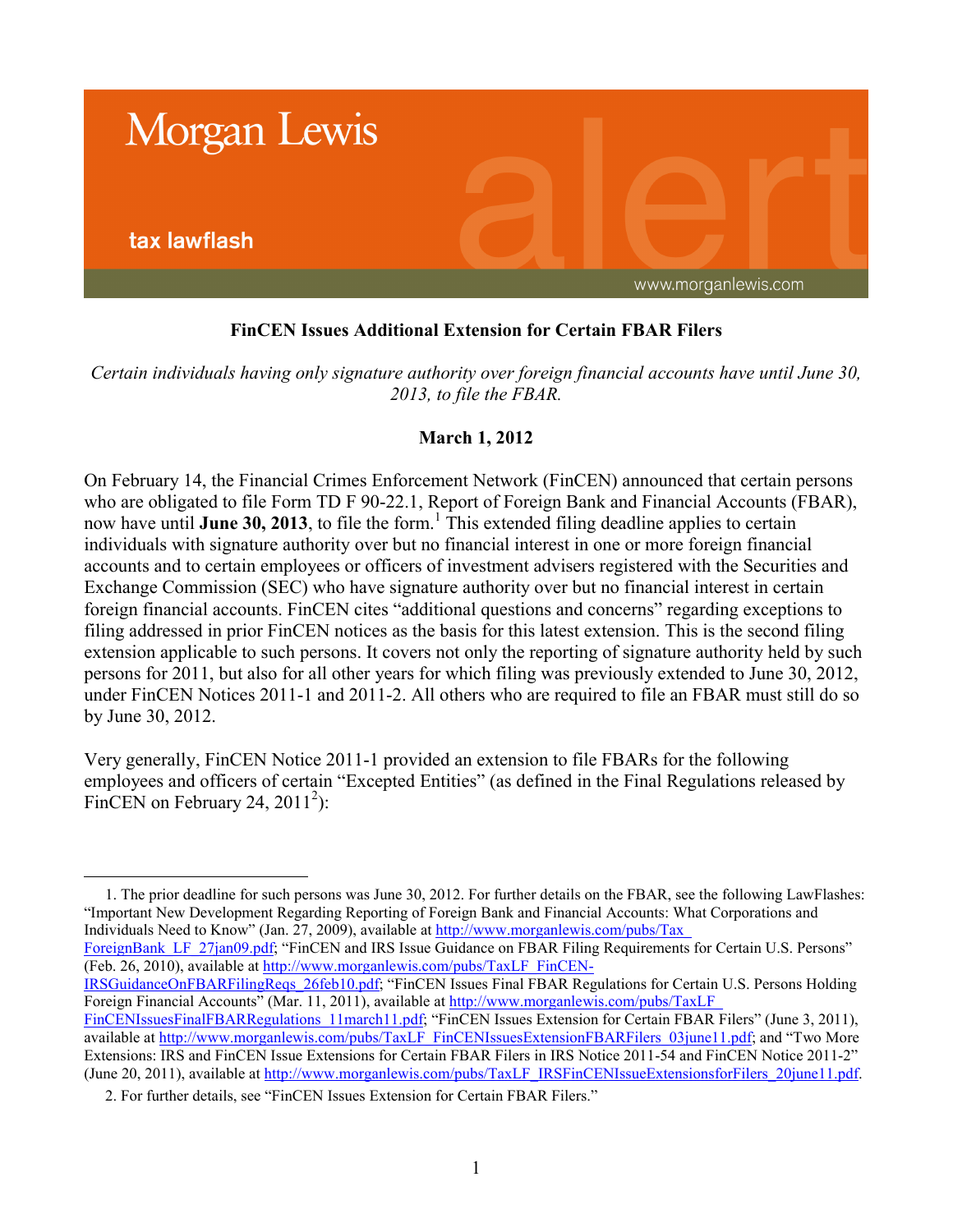Morgan Lewis

tax lawflash

alert

www.morganlewis.com

## FinCEN Issues Additional Extension for Certain FBAR Filers

*Certain individuals having only signature authority over foreign financial accounts have until June 30, 2013, to file the FBAR.*

**March 1, 2012**

On February 14, the Financial Crimes Enforcement Network (FinCEN) announced that certain persons who are obligated to file Form TD F 90-22.1, Report of Foreign Bank and Financial Accounts (FBAR), now have until **June 30, 2013**, to file the form.[1] This extended filing deadline applies to certain individuals with signature authority over but no financial interest in one or more foreign financial accounts and to certain employees or officers of investment advisers registered with the Securities and Exchange Commission (SEC) who have signature authority over but no financial interest in certain foreign financial accounts. FinCEN cites "additional questions and concerns" regarding exceptions to filing addressed in prior FinCEN notices as the basis for this latest extension. This is the second filing extension applicable to such persons. It covers not only the reporting of signature authority held by such persons for 2011, but also for all other years for which filing was previously extended to June 30, 2012, under FinCEN Notices 2011-1 and 2011-2. All others who are required to file an FBAR must still do so by June 30, 2012.

Very generally, FinCEN Notice 2011-1 provided an extension to file FBARs for the following employees and officers of certain "Excepted Entities" (as defined in the Final Regulations released by FinCEN on February 24, 2011[2]):

---

1. The prior deadline for such persons was June 30, 2012. For further details on the FBAR, see the following LawFlashes: "Important New Development Regarding Reporting of Foreign Bank and Financial Accounts: What Corporations and Individuals Need to Know" (Jan. 27, 2009), available at http://www.morganlewis.com/pubs/Tax_ForeignBank_LF_27jan09.pdf; "FinCEN and IRS Issue Guidance on FBAR Filing Requirements for Certain U.S. Persons" (Feb. 26, 2010), available at http://www.morganlewis.com/pubs/TaxLF_FinCEN-IRSGuidanceOnFBARFilingReqs_26feb10.pdf; "FinCEN Issues Final FBAR Regulations for Certain U.S. Persons Holding Foreign Financial Accounts" (Mar. 11, 2011), available at http://www.morganlewis.com/pubs/TaxLF_FinCENIssuesFinalFBARRegulations_11march11.pdf; "FinCEN Issues Extension for Certain FBAR Filers" (June 3, 2011), available at http://www.morganlewis.com/pubs/TaxLF_FinCENIssuesExtensionFBARFilers_03june11.pdf; and "Two More Extensions: IRS and FinCEN Issue Extensions for Certain FBAR Filers in IRS Notice 2011-54 and FinCEN Notice 2011-2" (June 20, 2011), available at http://www.morganlewis.com/pubs/TaxLF_IRSFinCENIssueExtensionsforFilers_20june11.pdf.

2. For further details, see "FinCEN Issues Extension for Certain FBAR Filers."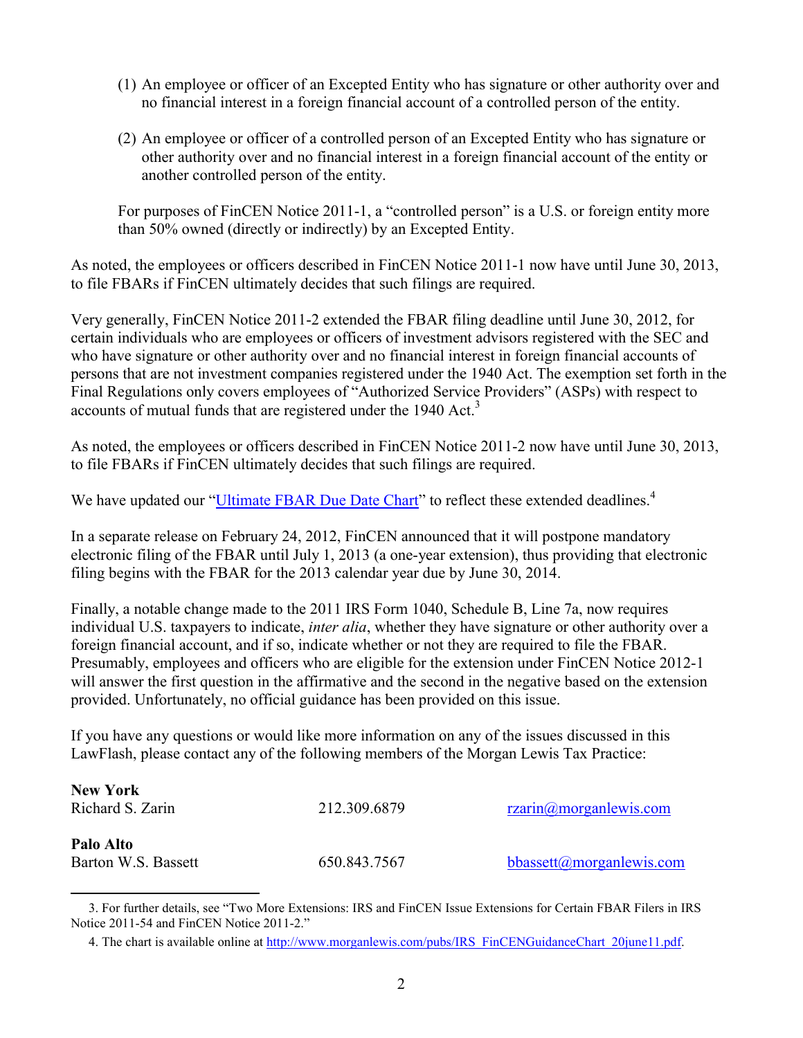(1) An employee or officer of an Excepted Entity who has signature or other authority over and no financial interest in a foreign financial account of a controlled person of the entity.

(2) An employee or officer of a controlled person of an Excepted Entity who has signature or other authority over and no financial interest in a foreign financial account of the entity or another controlled person of the entity.

For purposes of FinCEN Notice 2011-1, a "controlled person" is a U.S. or foreign entity more than 50% owned (directly or indirectly) by an Excepted Entity.

As noted, the employees or officers described in FinCEN Notice 2011-1 now have until June 30, 2013, to file FBARs if FinCEN ultimately decides that such filings are required.

Very generally, FinCEN Notice 2011-2 extended the FBAR filing deadline until June 30, 2012, for certain individuals who are employees or officers of investment advisors registered with the SEC and who have signature or other authority over and no financial interest in foreign financial accounts of persons that are not investment companies registered under the 1940 Act. The exemption set forth in the Final Regulations only covers employees of "Authorized Service Providers" (ASPs) with respect to accounts of mutual funds that are registered under the 1940 Act.[3]

As noted, the employees or officers described in FinCEN Notice 2011-2 now have until June 30, 2013, to file FBARs if FinCEN ultimately decides that such filings are required.

We have updated our "[Ultimate FBAR Due Date Chart](http://www.morganlewis.com/pubs/IRS_FinCENGuidanceChart_20june11.pdf)" to reflect these extended deadlines.[4]

In a separate release on February 24, 2012, FinCEN announced that it will postpone mandatory electronic filing of the FBAR until July 1, 2013 (a one-year extension), thus providing that electronic filing begins with the FBAR for the 2013 calendar year due by June 30, 2014.

Finally, a notable change made to the 2011 IRS Form 1040, Schedule B, Line 7a, now requires individual U.S. taxpayers to indicate, *inter alia*, whether they have signature or other authority over a foreign financial account, and if so, indicate whether or not they are required to file the FBAR. Presumably, employees and officers who are eligible for the extension under FinCEN Notice 2012-1 will answer the first question in the affirmative and the second in the negative based on the extension provided. Unfortunately, no official guidance has been provided on this issue.

If you have any questions or would like more information on any of the issues discussed in this LawFlash, please contact any of the following members of the Morgan Lewis Tax Practice:

**New York**
Richard S. Zarin — 212.309.6879 — rzarin@morganlewis.com

**Palo Alto**
Barton W.S. Bassett — 650.843.7567 — bbassett@morganlewis.com

---

3. For further details, see "Two More Extensions: IRS and FinCEN Issue Extensions for Certain FBAR Filers in IRS Notice 2011-54 and FinCEN Notice 2011-2."

4. The chart is available online at http://www.morganlewis.com/pubs/IRS_FinCENGuidanceChart_20june11.pdf.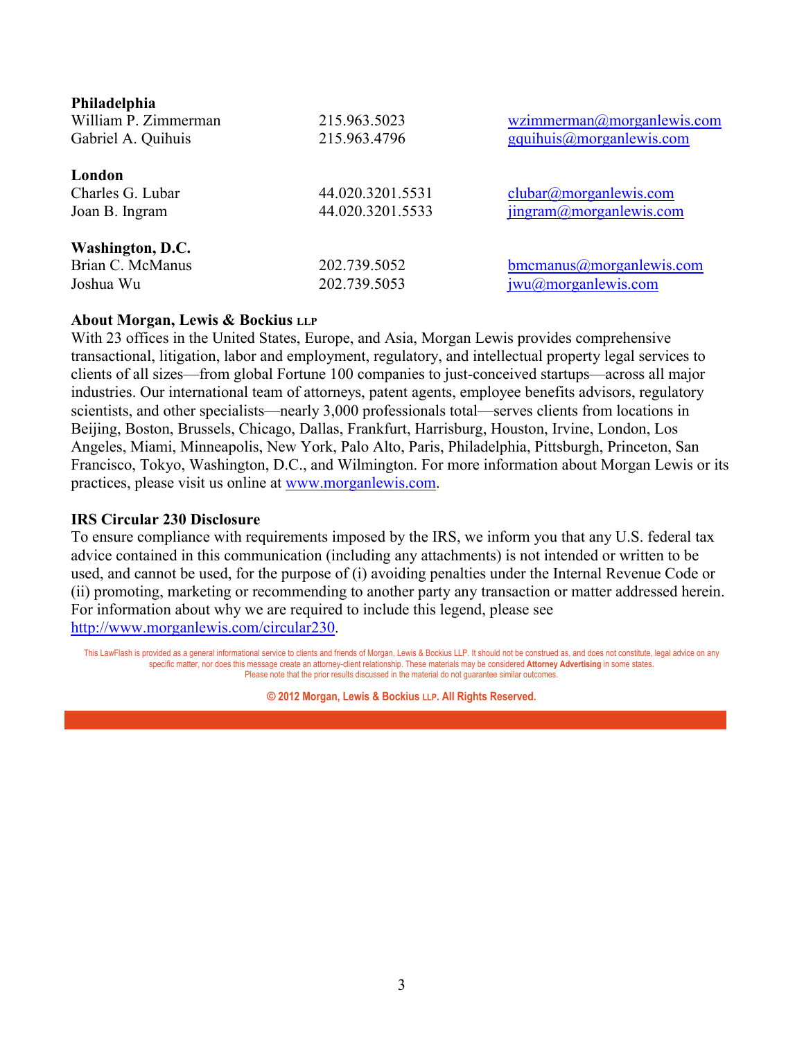**Philadelphia**

| | | |
|---|---|---|
| William P. Zimmerman | 215.963.5023 | wzimmerman@morganlewis.com |
| Gabriel A. Quihuis | 215.963.4796 | gquihuis@morganlewis.com |

**London**

| | | |
|---|---|---|
| Charles G. Lubar | 44.020.3201.5531 | clubar@morganlewis.com |
| Joan B. Ingram | 44.020.3201.5533 | jingram@morganlewis.com |

**Washington, D.C.**

| | | |
|---|---|---|
| Brian C. McManus | 202.739.5052 | bmcmanus@morganlewis.com |
| Joshua Wu | 202.739.5053 | jwu@morganlewis.com |

**About Morgan, Lewis & Bockius LLP**

With 23 offices in the United States, Europe, and Asia, Morgan Lewis provides comprehensive transactional, litigation, labor and employment, regulatory, and intellectual property legal services to clients of all sizes—from global Fortune 100 companies to just-conceived startups—across all major industries. Our international team of attorneys, patent agents, employee benefits advisors, regulatory scientists, and other specialists—nearly 3,000 professionals total—serves clients from locations in Beijing, Boston, Brussels, Chicago, Dallas, Frankfurt, Harrisburg, Houston, Irvine, London, Los Angeles, Miami, Minneapolis, New York, Palo Alto, Paris, Philadelphia, Pittsburgh, Princeton, San Francisco, Tokyo, Washington, D.C., and Wilmington. For more information about Morgan Lewis or its practices, please visit us online at www.morganlewis.com.

**IRS Circular 230 Disclosure**

To ensure compliance with requirements imposed by the IRS, we inform you that any U.S. federal tax advice contained in this communication (including any attachments) is not intended or written to be used, and cannot be used, for the purpose of (i) avoiding penalties under the Internal Revenue Code or (ii) promoting, marketing or recommending to another party any transaction or matter addressed herein. For information about why we are required to include this legend, please see http://www.morganlewis.com/circular230.

This LawFlash is provided as a general informational service to clients and friends of Morgan, Lewis & Bockius LLP. It should not be construed as, and does not constitute, legal advice on any specific matter, nor does this message create an attorney-client relationship. These materials may be considered **Attorney Advertising** in some states. Please note that the prior results discussed in the material do not guarantee similar outcomes.

**© 2012 Morgan, Lewis & Bockius LLP. All Rights Reserved.**